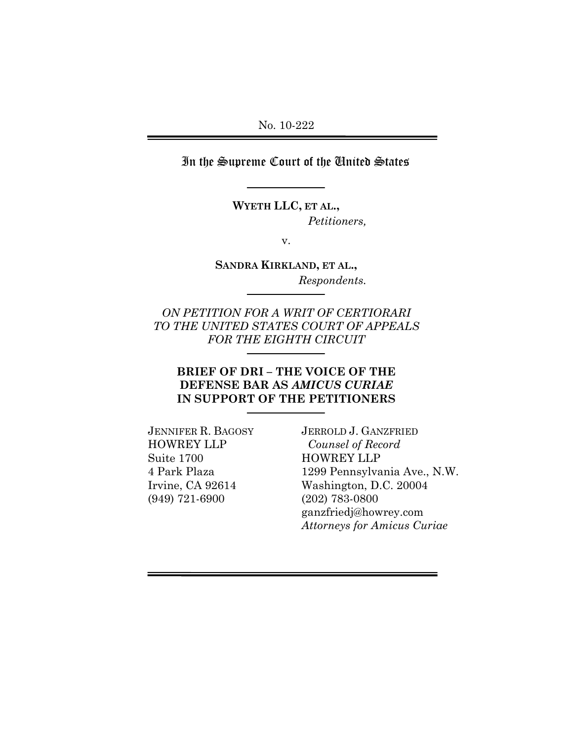No. 10-222

# In the Supreme Court of the United States

**WYETH LLC, ET AL.,**
*Petitioners,*

v.

**SANDRA KIRKLAND, ET AL.,**
*Respondents.*

*ON PETITION FOR A WRIT OF CERTIORARI TO THE UNITED STATES COURT OF APPEALS FOR THE EIGHTH CIRCUIT*

**BRIEF OF DRI – THE VOICE OF THE DEFENSE BAR AS *AMICUS CURIAE* IN SUPPORT OF THE PETITIONERS**

JENNIFER R. BAGOSY
HOWREY LLP
Suite 1700
4 Park Plaza
Irvine, CA 92614
(949) 721-6900

JERROLD J. GANZFRIED
*Counsel of Record*
HOWREY LLP
1299 Pennsylvania Ave., N.W.
Washington, D.C. 20004
(202) 783-0800
ganzfriedj@howrey.com
*Attorneys for Amicus Curiae*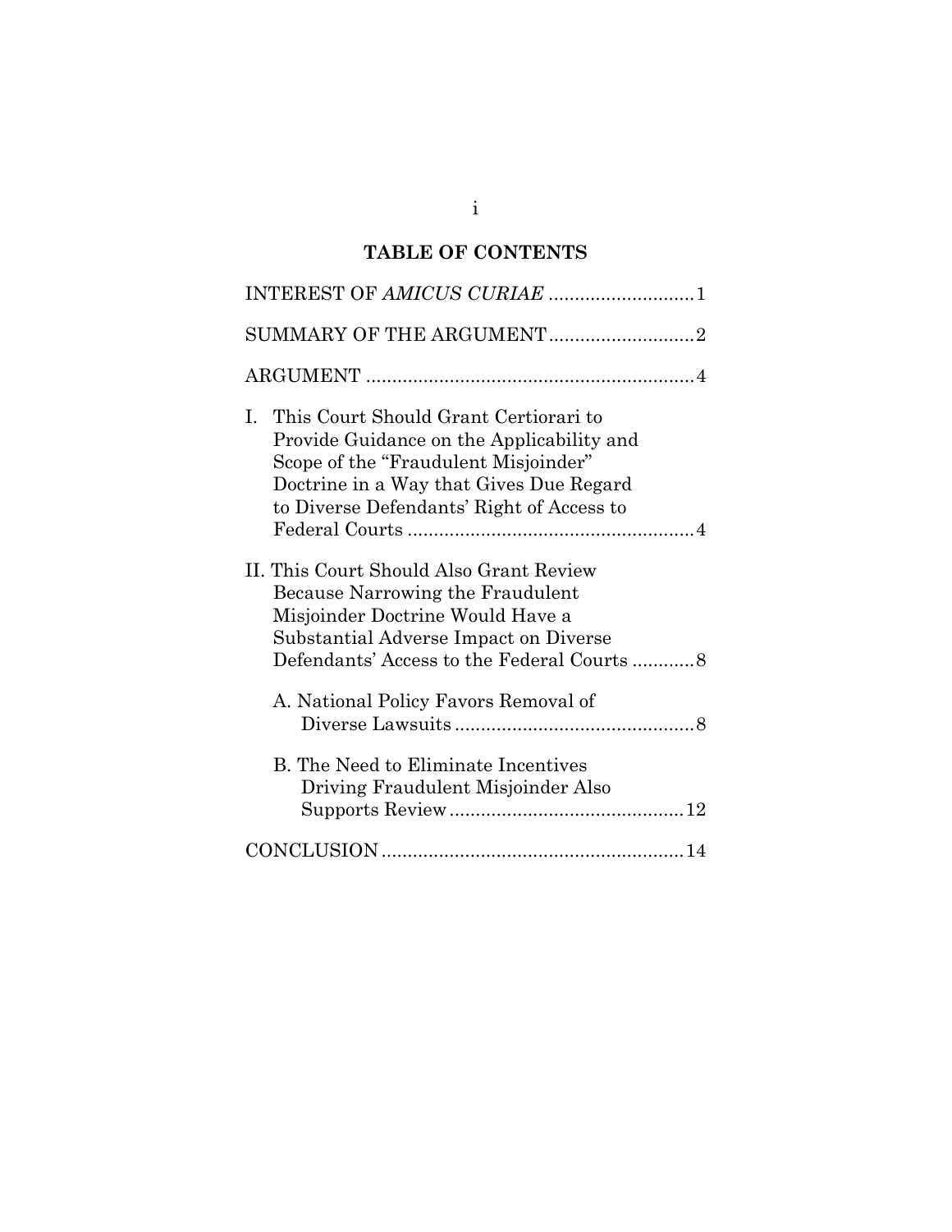# TABLE OF CONTENTS

INTEREST OF *AMICUS CURIAE* ............................1

SUMMARY OF THE ARGUMENT............................2

ARGUMENT ...............................................................4

I. This Court Should Grant Certiorari to Provide Guidance on the Applicability and Scope of the "Fraudulent Misjoinder" Doctrine in a Way that Gives Due Regard to Diverse Defendants' Right of Access to Federal Courts .......................................................4

II. This Court Should Also Grant Review Because Narrowing the Fraudulent Misjoinder Doctrine Would Have a Substantial Adverse Impact on Diverse Defendants' Access to the Federal Courts ............8

A. National Policy Favors Removal of Diverse Lawsuits ..............................................8

B. The Need to Eliminate Incentives Driving Fraudulent Misjoinder Also Supports Review ............................................12

CONCLUSION ..........................................................14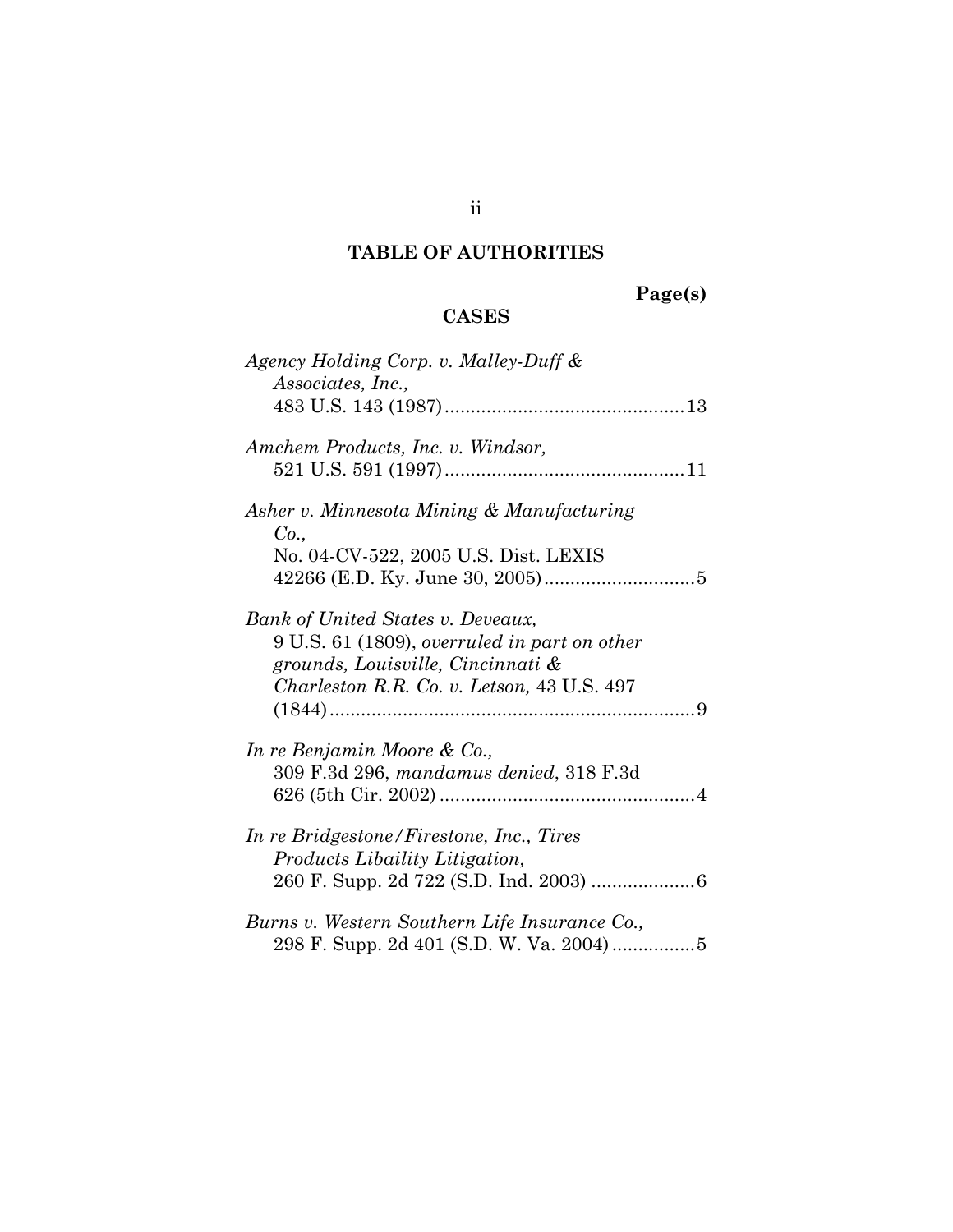## TABLE OF AUTHORITIES

**Page(s)**

### CASES

*Agency Holding Corp. v. Malley-Duff & Associates, Inc.*, 483 U.S. 143 (1987) .............................................13

*Amchem Products, Inc. v. Windsor*, 521 U.S. 591 (1997) .............................................11

*Asher v. Minnesota Mining & Manufacturing Co.*, No. 04-CV-522, 2005 U.S. Dist. LEXIS 42266 (E.D. Ky. June 30, 2005) ............................5

*Bank of United States v. Deveaux*, 9 U.S. 61 (1809), *overruled in part on other grounds, Louisville, Cincinnati & Charleston R.R. Co. v. Letson,* 43 U.S. 497 (1844) ......................................................................9

*In re Benjamin Moore & Co.*, 309 F.3d 296, *mandamus denied*, 318 F.3d 626 (5th Cir. 2002) .................................................4

*In re Bridgestone/Firestone, Inc., Tires Products Libaility Litigation,* 260 F. Supp. 2d 722 (S.D. Ind. 2003) ....................6

*Burns v. Western Southern Life Insurance Co.,* 298 F. Supp. 2d 401 (S.D. W. Va. 2004) ................5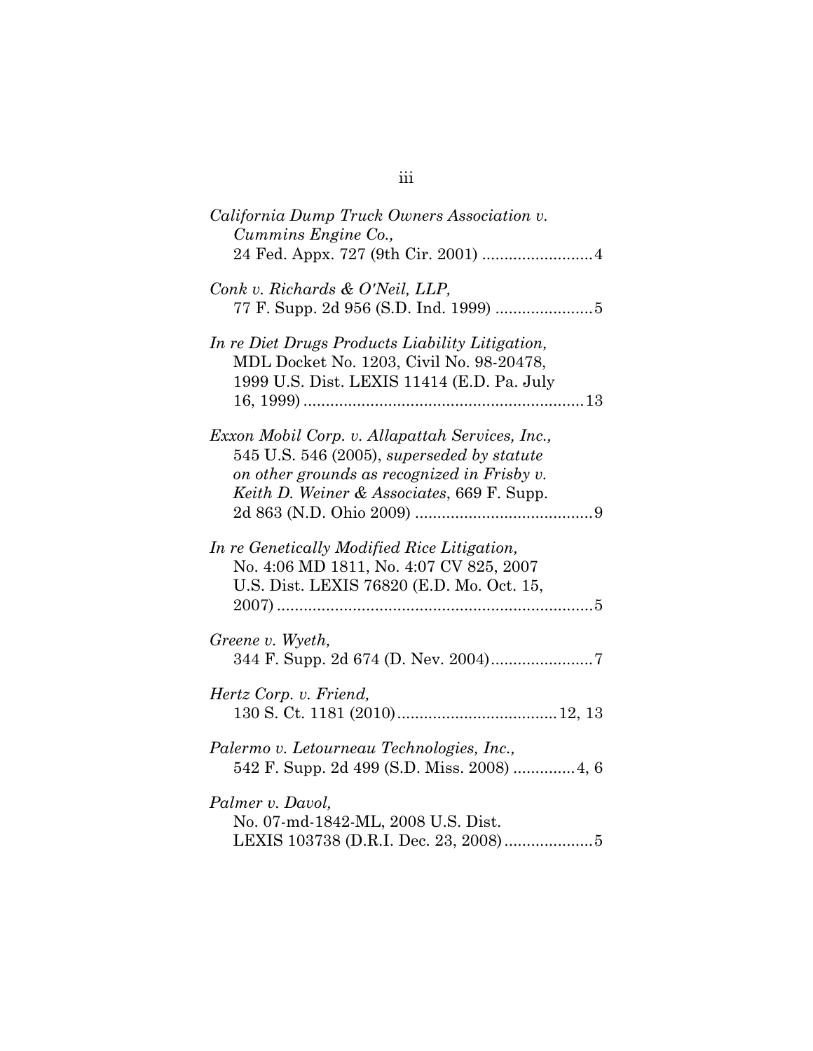*California Dump Truck Owners Association v. Cummins Engine Co.*, 24 Fed. Appx. 727 (9th Cir. 2001) ........................4

*Conk v. Richards & O'Neil, LLP*, 77 F. Supp. 2d 956 (S.D. Ind. 1999) .....................5

*In re Diet Drugs Products Liability Litigation*, MDL Docket No. 1203, Civil No. 98-20478, 1999 U.S. Dist. LEXIS 11414 (E.D. Pa. July 16, 1999) .............................................................13

*Exxon Mobil Corp. v. Allapattah Services, Inc.*, 545 U.S. 546 (2005), *superseded by statute on other grounds as recognized in Frisby v. Keith D. Weiner & Associates*, 669 F. Supp. 2d 863 (N.D. Ohio 2009) .......................................9

*In re Genetically Modified Rice Litigation*, No. 4:06 MD 1811, No. 4:07 CV 825, 2007 U.S. Dist. LEXIS 76820 (E.D. Mo. Oct. 15, 2007) ......................................................................5

*Greene v. Wyeth*, 344 F. Supp. 2d 674 (D. Nev. 2004).......................7

*Hertz Corp. v. Friend*, 130 S. Ct. 1181 (2010)...................................12, 13

*Palermo v. Letourneau Technologies, Inc.*, 542 F. Supp. 2d 499 (S.D. Miss. 2008) .............4, 6

*Palmer v. Davol*, No. 07-md-1842-ML, 2008 U.S. Dist. LEXIS 103738 (D.R.I. Dec. 23, 2008)....................5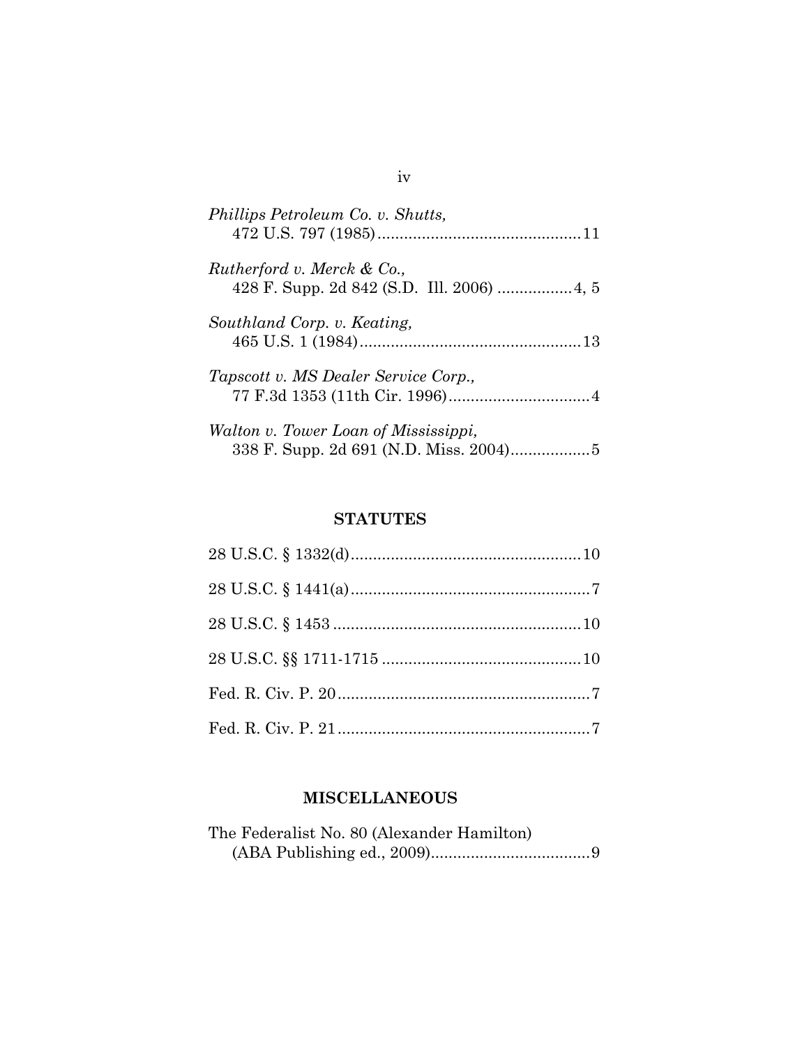*Phillips Petroleum Co. v. Shutts*,
472 U.S. 797 (1985) .............................................11

*Rutherford v. Merck & Co.*,
428 F. Supp. 2d 842 (S.D. Ill. 2006) ................4, 5

*Southland Corp. v. Keating*,
465 U.S. 1 (1984) .................................................13

*Tapscott v. MS Dealer Service Corp.*,
77 F.3d 1353 (11th Cir. 1996) ................................4

*Walton v. Tower Loan of Mississippi*,
338 F. Supp. 2d 691 (N.D. Miss. 2004) .................5

## STATUTES

28 U.S.C. § 1332(d) ...................................................10

28 U.S.C. § 1441(a) .....................................................7

28 U.S.C. § 1453 .......................................................10

28 U.S.C. §§ 1711-1715 ............................................10

Fed. R. Civ. P. 20 ........................................................7

Fed. R. Civ. P. 21 ........................................................7

## MISCELLANEOUS

The Federalist No. 80 (Alexander Hamilton)
(ABA Publishing ed., 2009) ...................................9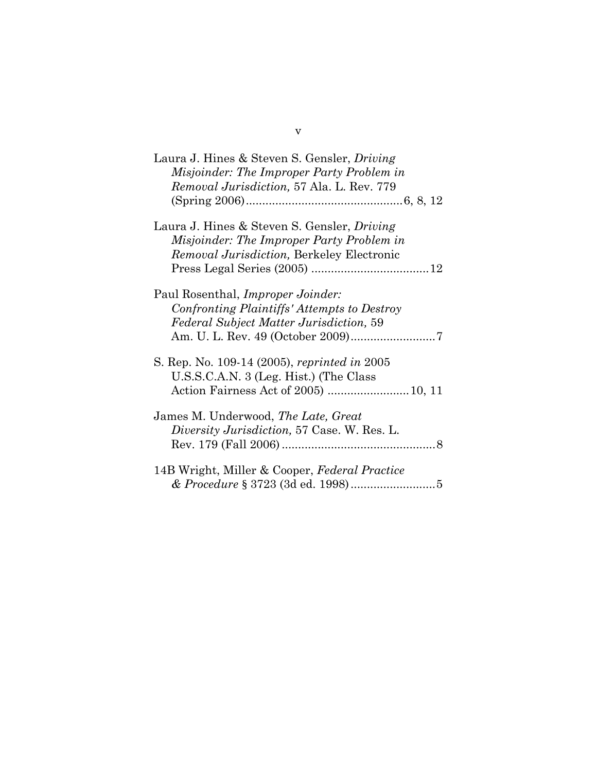Laura J. Hines & Steven S. Gensler, *Driving Misjoinder: The Improper Party Problem in Removal Jurisdiction,* 57 Ala. L. Rev. 779 (Spring 2006)................................................6, 8, 12

Laura J. Hines & Steven S. Gensler, *Driving Misjoinder: The Improper Party Problem in Removal Jurisdiction,* Berkeley Electronic Press Legal Series (2005) ....................................12

Paul Rosenthal, *Improper Joinder: Confronting Plaintiffs' Attempts to Destroy Federal Subject Matter Jurisdiction,* 59 Am. U. L. Rev. 49 (October 2009)..........................7

S. Rep. No. 109-14 (2005), *reprinted in* 2005 U.S.S.C.A.N. 3 (Leg. Hist.) (The Class Action Fairness Act of 2005) .........................10, 11

James M. Underwood, *The Late, Great Diversity Jurisdiction,* 57 Case. W. Res. L. Rev. 179 (Fall 2006) ...............................................8

14B Wright, Miller & Cooper, *Federal Practice & Procedure* § 3723 (3d ed. 1998)..........................5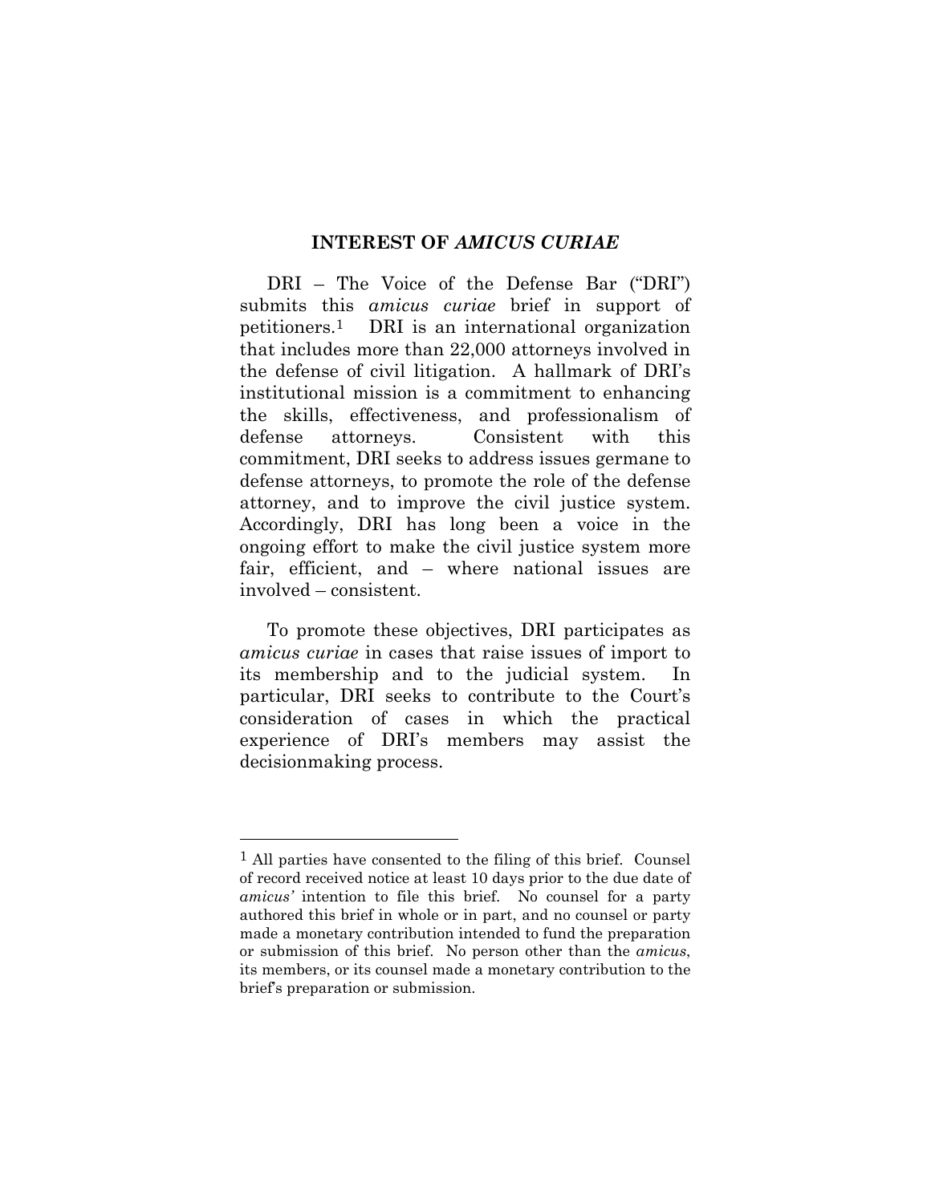## INTEREST OF *AMICUS CURIAE*

DRI – The Voice of the Defense Bar ("DRI") submits this *amicus curiae* brief in support of petitioners.[1] DRI is an international organization that includes more than 22,000 attorneys involved in the defense of civil litigation. A hallmark of DRI's institutional mission is a commitment to enhancing the skills, effectiveness, and professionalism of defense attorneys. Consistent with this commitment, DRI seeks to address issues germane to defense attorneys, to promote the role of the defense attorney, and to improve the civil justice system. Accordingly, DRI has long been a voice in the ongoing effort to make the civil justice system more fair, efficient, and – where national issues are involved – consistent.

To promote these objectives, DRI participates as *amicus curiae* in cases that raise issues of import to its membership and to the judicial system. In particular, DRI seeks to contribute to the Court's consideration of cases in which the practical experience of DRI's members may assist the decisionmaking process.

---

[1] All parties have consented to the filing of this brief. Counsel of record received notice at least 10 days prior to the due date of *amicus'* intention to file this brief. No counsel for a party authored this brief in whole or in part, and no counsel or party made a monetary contribution intended to fund the preparation or submission of this brief. No person other than the *amicus*, its members, or its counsel made a monetary contribution to the brief's preparation or submission.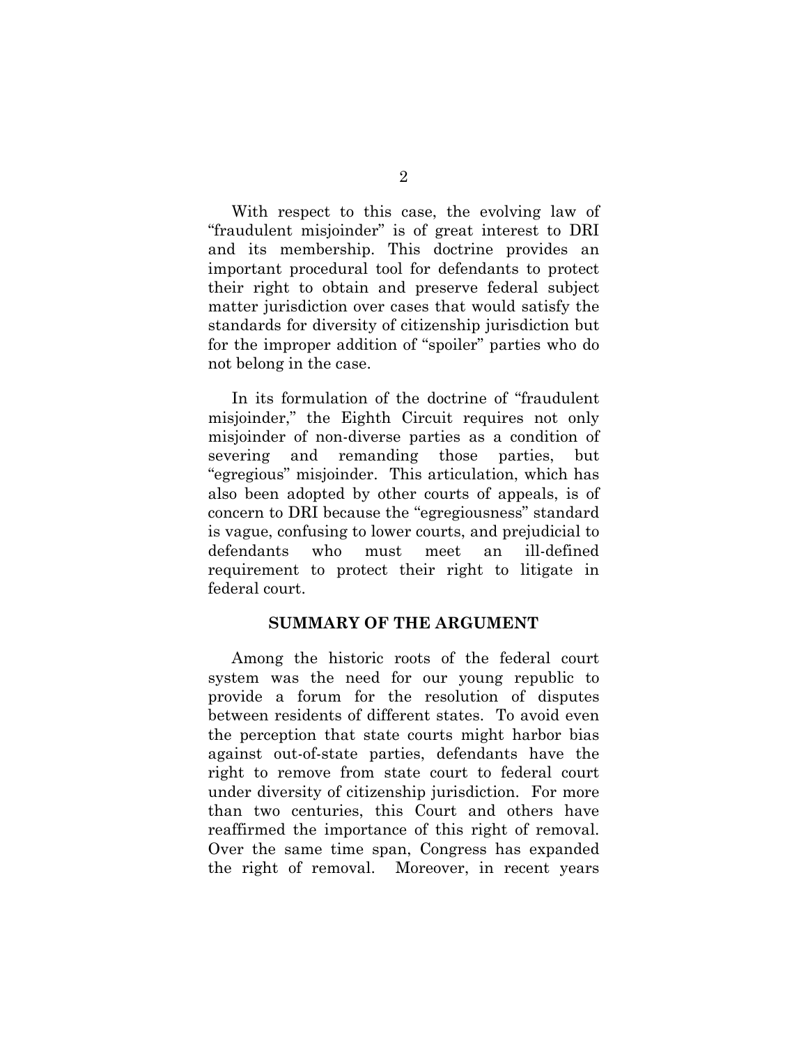With respect to this case, the evolving law of "fraudulent misjoinder" is of great interest to DRI and its membership. This doctrine provides an important procedural tool for defendants to protect their right to obtain and preserve federal subject matter jurisdiction over cases that would satisfy the standards for diversity of citizenship jurisdiction but for the improper addition of "spoiler" parties who do not belong in the case.

In its formulation of the doctrine of "fraudulent misjoinder," the Eighth Circuit requires not only misjoinder of non-diverse parties as a condition of severing and remanding those parties, but "egregious" misjoinder. This articulation, which has also been adopted by other courts of appeals, is of concern to DRI because the "egregiousness" standard is vague, confusing to lower courts, and prejudicial to defendants who must meet an ill-defined requirement to protect their right to litigate in federal court.

## SUMMARY OF THE ARGUMENT

Among the historic roots of the federal court system was the need for our young republic to provide a forum for the resolution of disputes between residents of different states. To avoid even the perception that state courts might harbor bias against out-of-state parties, defendants have the right to remove from state court to federal court under diversity of citizenship jurisdiction. For more than two centuries, this Court and others have reaffirmed the importance of this right of removal. Over the same time span, Congress has expanded the right of removal. Moreover, in recent years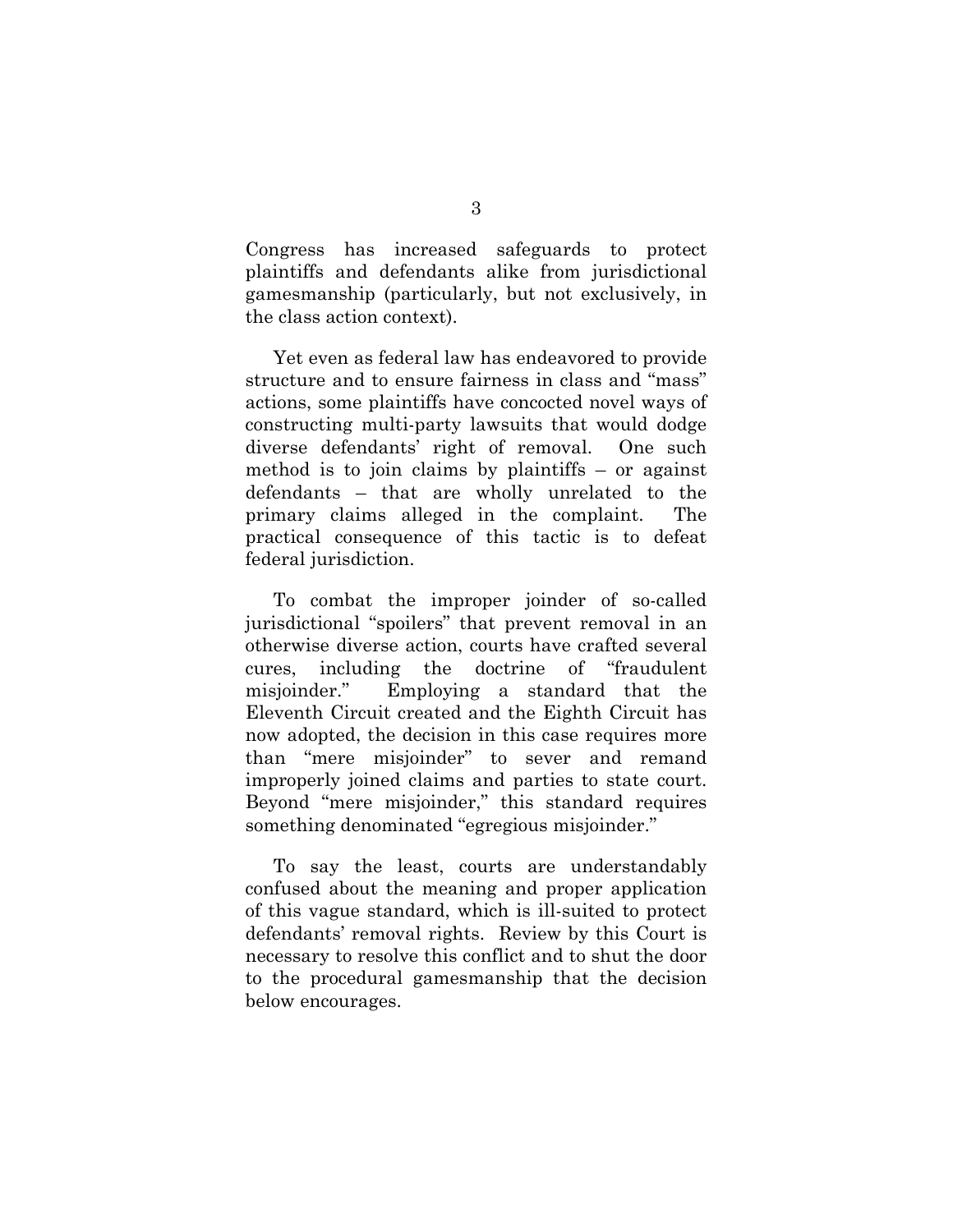Congress has increased safeguards to protect plaintiffs and defendants alike from jurisdictional gamesmanship (particularly, but not exclusively, in the class action context).

Yet even as federal law has endeavored to provide structure and to ensure fairness in class and "mass" actions, some plaintiffs have concocted novel ways of constructing multi-party lawsuits that would dodge diverse defendants' right of removal. One such method is to join claims by plaintiffs – or against defendants – that are wholly unrelated to the primary claims alleged in the complaint. The practical consequence of this tactic is to defeat federal jurisdiction.

To combat the improper joinder of so-called jurisdictional "spoilers" that prevent removal in an otherwise diverse action, courts have crafted several cures, including the doctrine of "fraudulent misjoinder." Employing a standard that the Eleventh Circuit created and the Eighth Circuit has now adopted, the decision in this case requires more than "mere misjoinder" to sever and remand improperly joined claims and parties to state court. Beyond "mere misjoinder," this standard requires something denominated "egregious misjoinder."

To say the least, courts are understandably confused about the meaning and proper application of this vague standard, which is ill-suited to protect defendants' removal rights. Review by this Court is necessary to resolve this conflict and to shut the door to the procedural gamesmanship that the decision below encourages.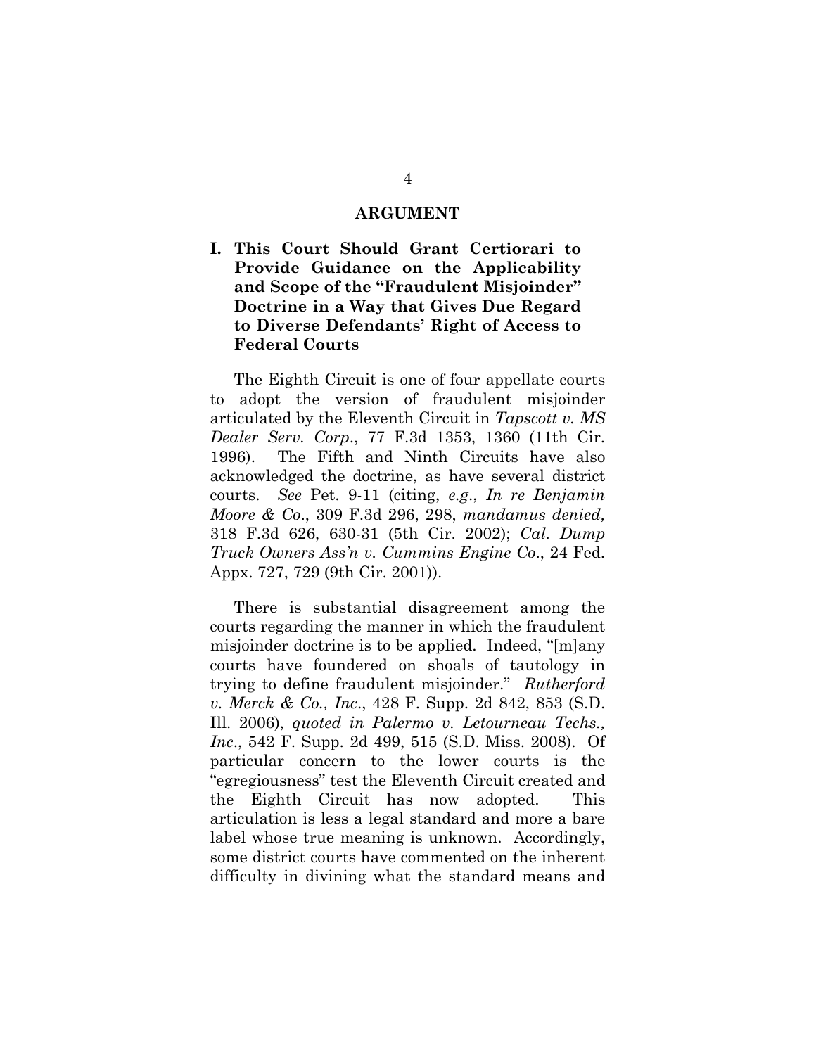## ARGUMENT

### I. This Court Should Grant Certiorari to Provide Guidance on the Applicability and Scope of the "Fraudulent Misjoinder" Doctrine in a Way that Gives Due Regard to Diverse Defendants' Right of Access to Federal Courts

The Eighth Circuit is one of four appellate courts to adopt the version of fraudulent misjoinder articulated by the Eleventh Circuit in *Tapscott v. MS Dealer Serv. Corp*., 77 F.3d 1353, 1360 (11th Cir. 1996). The Fifth and Ninth Circuits have also acknowledged the doctrine, as have several district courts. *See* Pet. 9-11 (citing, *e.g*., *In re Benjamin Moore & Co*., 309 F.3d 296, 298, *mandamus denied,* 318 F.3d 626, 630-31 (5th Cir. 2002); *Cal. Dump Truck Owners Ass'n v. Cummins Engine Co*., 24 Fed. Appx. 727, 729 (9th Cir. 2001)).

There is substantial disagreement among the courts regarding the manner in which the fraudulent misjoinder doctrine is to be applied. Indeed, "[m]any courts have foundered on shoals of tautology in trying to define fraudulent misjoinder." *Rutherford v. Merck & Co., Inc*., 428 F. Supp. 2d 842, 853 (S.D. Ill. 2006), *quoted in Palermo v. Letourneau Techs., Inc*., 542 F. Supp. 2d 499, 515 (S.D. Miss. 2008). Of particular concern to the lower courts is the "egregiousness" test the Eleventh Circuit created and the Eighth Circuit has now adopted. This articulation is less a legal standard and more a bare label whose true meaning is unknown. Accordingly, some district courts have commented on the inherent difficulty in divining what the standard means and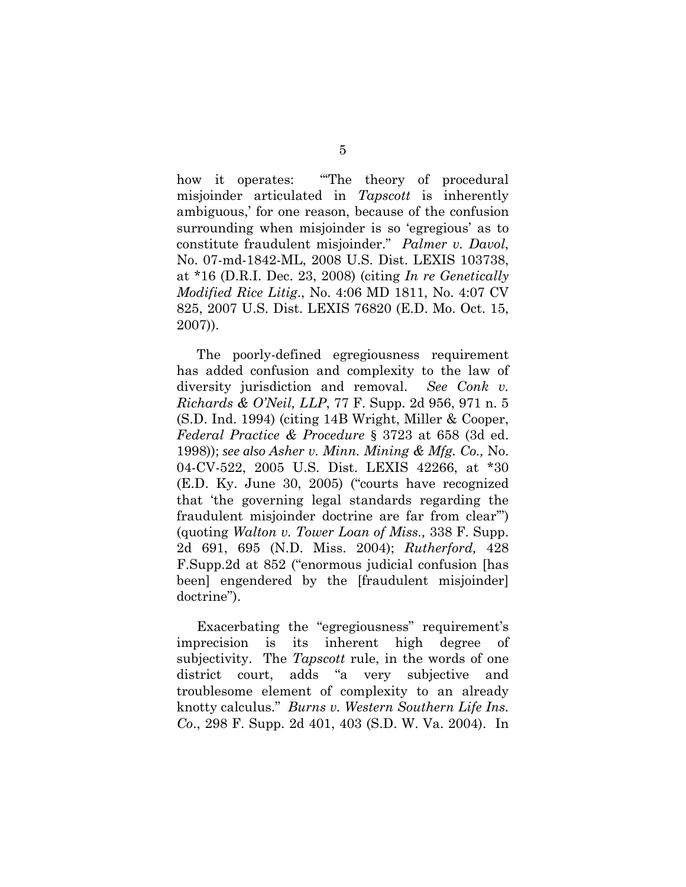how it operates: "'The theory of procedural misjoinder articulated in *Tapscott* is inherently ambiguous,' for one reason, because of the confusion surrounding when misjoinder is so 'egregious' as to constitute fraudulent misjoinder." *Palmer v. Davol*, No. 07-md-1842-ML, 2008 U.S. Dist. LEXIS 103738, at *16 (D.R.I. Dec. 23, 2008) (citing *In re Genetically Modified Rice Litig*., No. 4:06 MD 1811, No. 4:07 CV 825, 2007 U.S. Dist. LEXIS 76820 (E.D. Mo. Oct. 15, 2007)).

The poorly-defined egregiousness requirement has added confusion and complexity to the law of diversity jurisdiction and removal. *See Conk v. Richards & O'Neil, LLP*, 77 F. Supp. 2d 956, 971 n. 5 (S.D. Ind. 1994) (citing 14B Wright, Miller & Cooper, *Federal Practice & Procedure* § 3723 at 658 (3d ed. 1998)); *see also Asher v. Minn. Mining & Mfg. Co.,* No. 04-CV-522, 2005 U.S. Dist. LEXIS 42266, at *30 (E.D. Ky. June 30, 2005) ("courts have recognized that 'the governing legal standards regarding the fraudulent misjoinder doctrine are far from clear'") (quoting *Walton v. Tower Loan of Miss.,* 338 F. Supp. 2d 691, 695 (N.D. Miss. 2004); *Rutherford,* 428 F.Supp.2d at 852 ("enormous judicial confusion [has been] engendered by the [fraudulent misjoinder] doctrine").

Exacerbating the "egregiousness" requirement's imprecision is its inherent high degree of subjectivity. The *Tapscott* rule, in the words of one district court, adds "a very subjective and troublesome element of complexity to an already knotty calculus." *Burns v. Western Southern Life Ins. Co*., 298 F. Supp. 2d 401, 403 (S.D. W. Va. 2004). In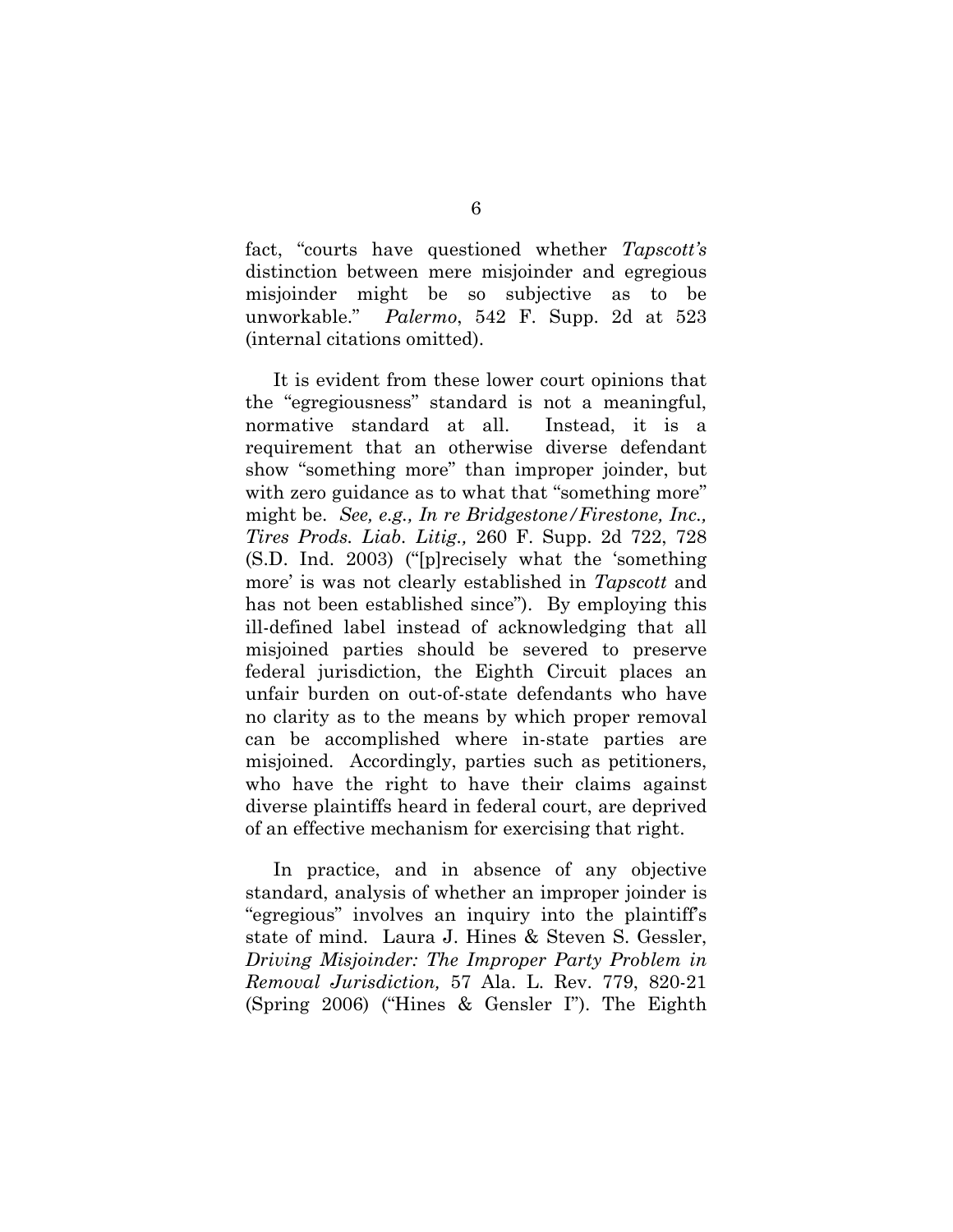fact, "courts have questioned whether *Tapscott's* distinction between mere misjoinder and egregious misjoinder might be so subjective as to be unworkable." *Palermo*, 542 F. Supp. 2d at 523 (internal citations omitted).

It is evident from these lower court opinions that the "egregiousness" standard is not a meaningful, normative standard at all. Instead, it is a requirement that an otherwise diverse defendant show "something more" than improper joinder, but with zero guidance as to what that "something more" might be. *See, e.g., In re Bridgestone/Firestone, Inc., Tires Prods. Liab. Litig.,* 260 F. Supp. 2d 722, 728 (S.D. Ind. 2003) ("[p]recisely what the 'something more' is was not clearly established in *Tapscott* and has not been established since"). By employing this ill-defined label instead of acknowledging that all misjoined parties should be severed to preserve federal jurisdiction, the Eighth Circuit places an unfair burden on out-of-state defendants who have no clarity as to the means by which proper removal can be accomplished where in-state parties are misjoined. Accordingly, parties such as petitioners, who have the right to have their claims against diverse plaintiffs heard in federal court, are deprived of an effective mechanism for exercising that right.

In practice, and in absence of any objective standard, analysis of whether an improper joinder is "egregious" involves an inquiry into the plaintiff's state of mind. Laura J. Hines & Steven S. Gessler, *Driving Misjoinder: The Improper Party Problem in Removal Jurisdiction,* 57 Ala. L. Rev. 779, 820-21 (Spring 2006) ("Hines & Gensler I"). The Eighth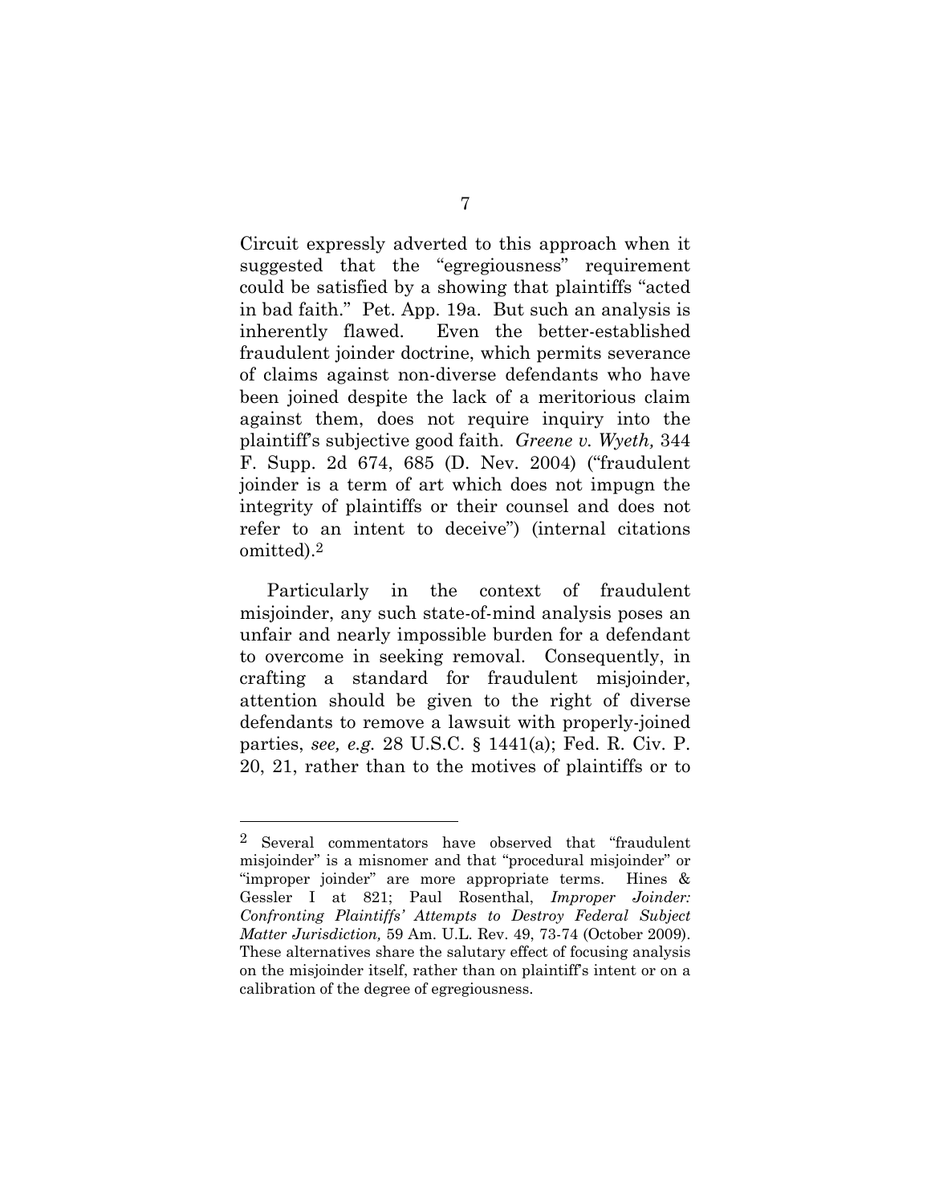Circuit expressly adverted to this approach when it suggested that the "egregiousness" requirement could be satisfied by a showing that plaintiffs "acted in bad faith." Pet. App. 19a. But such an analysis is inherently flawed. Even the better-established fraudulent joinder doctrine, which permits severance of claims against non-diverse defendants who have been joined despite the lack of a meritorious claim against them, does not require inquiry into the plaintiff's subjective good faith. *Greene v. Wyeth,* 344 F. Supp. 2d 674, 685 (D. Nev. 2004) ("fraudulent joinder is a term of art which does not impugn the integrity of plaintiffs or their counsel and does not refer to an intent to deceive") (internal citations omitted).[2]

Particularly in the context of fraudulent misjoinder, any such state-of-mind analysis poses an unfair and nearly impossible burden for a defendant to overcome in seeking removal. Consequently, in crafting a standard for fraudulent misjoinder, attention should be given to the right of diverse defendants to remove a lawsuit with properly-joined parties, *see, e.g.* 28 U.S.C. § 1441(a); Fed. R. Civ. P. 20, 21, rather than to the motives of plaintiffs or to

---

[2] Several commentators have observed that "fraudulent misjoinder" is a misnomer and that "procedural misjoinder" or "improper joinder" are more appropriate terms. Hines & Gessler I at 821; Paul Rosenthal, *Improper Joinder: Confronting Plaintiffs' Attempts to Destroy Federal Subject Matter Jurisdiction,* 59 Am. U.L. Rev. 49, 73-74 (October 2009). These alternatives share the salutary effect of focusing analysis on the misjoinder itself, rather than on plaintiff's intent or on a calibration of the degree of egregiousness.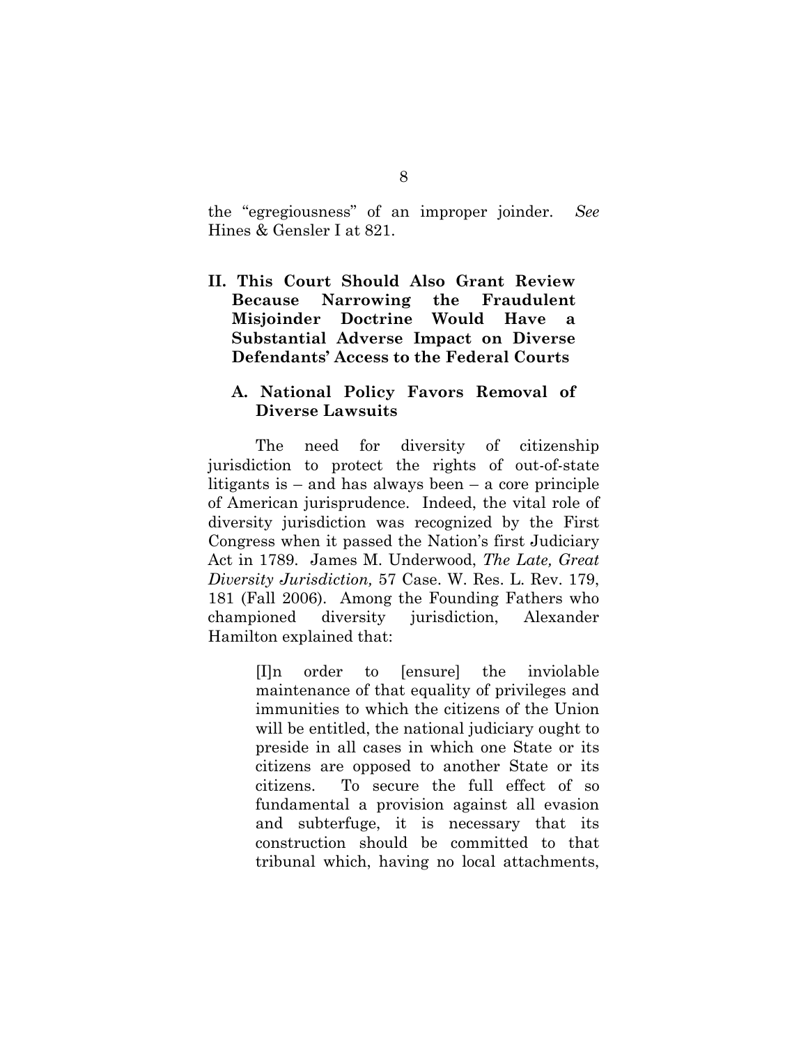the "egregiousness" of an improper joinder. *See* Hines & Gensler I at 821.

## II. This Court Should Also Grant Review Because Narrowing the Fraudulent Misjoinder Doctrine Would Have a Substantial Adverse Impact on Diverse Defendants' Access to the Federal Courts

### A. National Policy Favors Removal of Diverse Lawsuits

The need for diversity of citizenship jurisdiction to protect the rights of out-of-state litigants is – and has always been – a core principle of American jurisprudence. Indeed, the vital role of diversity jurisdiction was recognized by the First Congress when it passed the Nation's first Judiciary Act in 1789. James M. Underwood, *The Late, Great Diversity Jurisdiction,* 57 Case. W. Res. L. Rev. 179, 181 (Fall 2006). Among the Founding Fathers who championed diversity jurisdiction, Alexander Hamilton explained that:

> [I]n order to [ensure] the inviolable maintenance of that equality of privileges and immunities to which the citizens of the Union will be entitled, the national judiciary ought to preside in all cases in which one State or its citizens are opposed to another State or its citizens. To secure the full effect of so fundamental a provision against all evasion and subterfuge, it is necessary that its construction should be committed to that tribunal which, having no local attachments,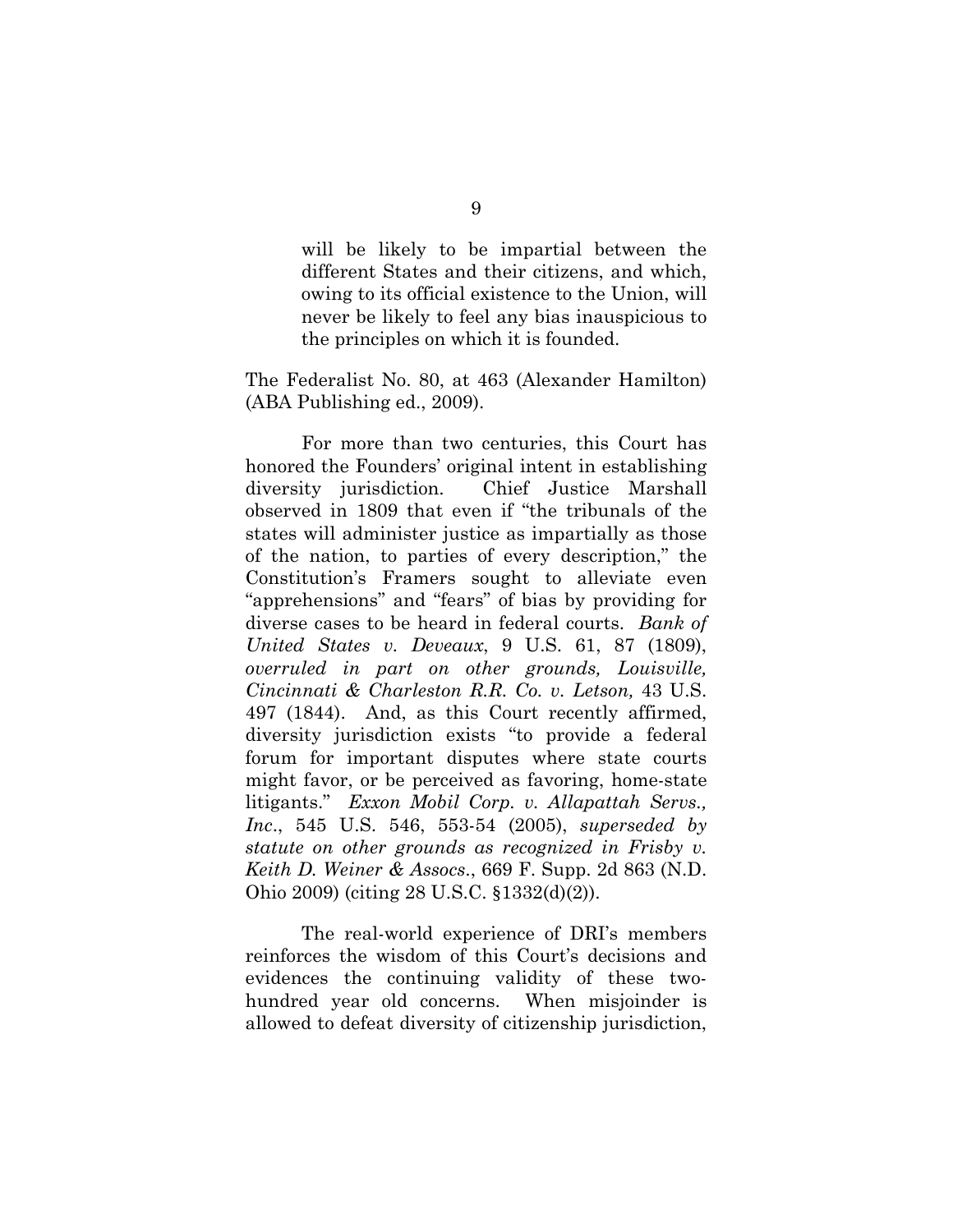> will be likely to be impartial between the different States and their citizens, and which, owing to its official existence to the Union, will never be likely to feel any bias inauspicious to the principles on which it is founded.

The Federalist No. 80, at 463 (Alexander Hamilton) (ABA Publishing ed., 2009).

For more than two centuries, this Court has honored the Founders' original intent in establishing diversity jurisdiction. Chief Justice Marshall observed in 1809 that even if "the tribunals of the states will administer justice as impartially as those of the nation, to parties of every description," the Constitution's Framers sought to alleviate even "apprehensions" and "fears" of bias by providing for diverse cases to be heard in federal courts. *Bank of United States v. Deveaux*, 9 U.S. 61, 87 (1809), *overruled in part on other grounds, Louisville, Cincinnati & Charleston R.R. Co. v. Letson,* 43 U.S. 497 (1844). And, as this Court recently affirmed, diversity jurisdiction exists "to provide a federal forum for important disputes where state courts might favor, or be perceived as favoring, home-state litigants." *Exxon Mobil Corp. v. Allapattah Servs., Inc.*, 545 U.S. 546, 553-54 (2005), *superseded by statute on other grounds as recognized in Frisby v. Keith D. Weiner & Assocs.*, 669 F. Supp. 2d 863 (N.D. Ohio 2009) (citing 28 U.S.C. §1332(d)(2)).

The real-world experience of DRI's members reinforces the wisdom of this Court's decisions and evidences the continuing validity of these two-hundred year old concerns. When misjoinder is allowed to defeat diversity of citizenship jurisdiction,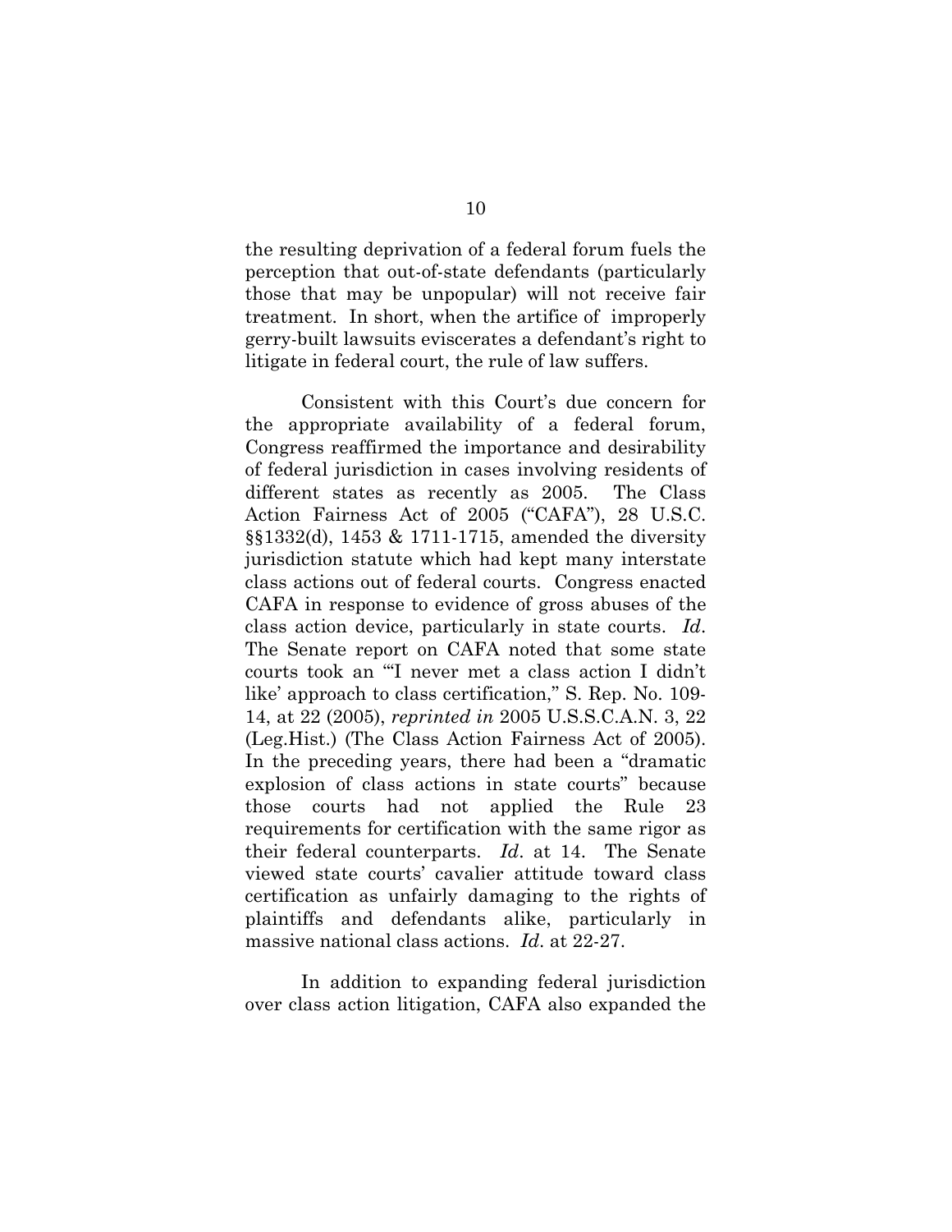the resulting deprivation of a federal forum fuels the perception that out-of-state defendants (particularly those that may be unpopular) will not receive fair treatment. In short, when the artifice of improperly gerry-built lawsuits eviscerates a defendant's right to litigate in federal court, the rule of law suffers.

Consistent with this Court's due concern for the appropriate availability of a federal forum, Congress reaffirmed the importance and desirability of federal jurisdiction in cases involving residents of different states as recently as 2005. The Class Action Fairness Act of 2005 ("CAFA"), 28 U.S.C. §§1332(d), 1453 & 1711-1715, amended the diversity jurisdiction statute which had kept many interstate class actions out of federal courts. Congress enacted CAFA in response to evidence of gross abuses of the class action device, particularly in state courts. *Id*. The Senate report on CAFA noted that some state courts took an "'I never met a class action I didn't like' approach to class certification," S. Rep. No. 109-14, at 22 (2005), *reprinted in* 2005 U.S.S.C.A.N. 3, 22 (Leg.Hist.) (The Class Action Fairness Act of 2005). In the preceding years, there had been a "dramatic explosion of class actions in state courts" because those courts had not applied the Rule 23 requirements for certification with the same rigor as their federal counterparts. *Id*. at 14. The Senate viewed state courts' cavalier attitude toward class certification as unfairly damaging to the rights of plaintiffs and defendants alike, particularly in massive national class actions. *Id*. at 22-27.

In addition to expanding federal jurisdiction over class action litigation, CAFA also expanded the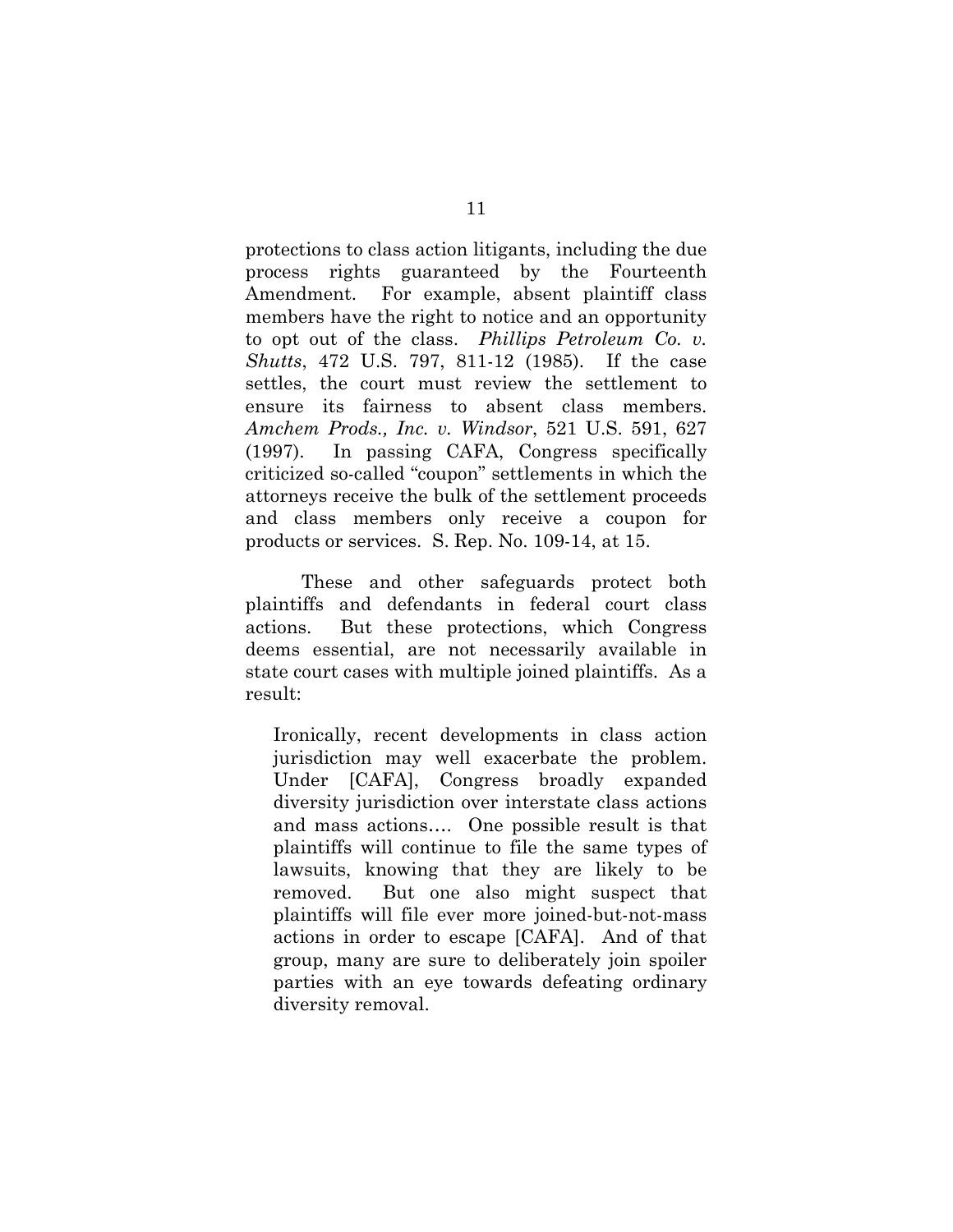protections to class action litigants, including the due process rights guaranteed by the Fourteenth Amendment. For example, absent plaintiff class members have the right to notice and an opportunity to opt out of the class. *Phillips Petroleum Co. v. Shutts*, 472 U.S. 797, 811-12 (1985). If the case settles, the court must review the settlement to ensure its fairness to absent class members. *Amchem Prods., Inc. v. Windsor*, 521 U.S. 591, 627 (1997). In passing CAFA, Congress specifically criticized so-called "coupon" settlements in which the attorneys receive the bulk of the settlement proceeds and class members only receive a coupon for products or services. S. Rep. No. 109-14, at 15.

These and other safeguards protect both plaintiffs and defendants in federal court class actions. But these protections, which Congress deems essential, are not necessarily available in state court cases with multiple joined plaintiffs. As a result:

> Ironically, recent developments in class action jurisdiction may well exacerbate the problem. Under [CAFA], Congress broadly expanded diversity jurisdiction over interstate class actions and mass actions.... One possible result is that plaintiffs will continue to file the same types of lawsuits, knowing that they are likely to be removed. But one also might suspect that plaintiffs will file ever more joined-but-not-mass actions in order to escape [CAFA]. And of that group, many are sure to deliberately join spoiler parties with an eye towards defeating ordinary diversity removal.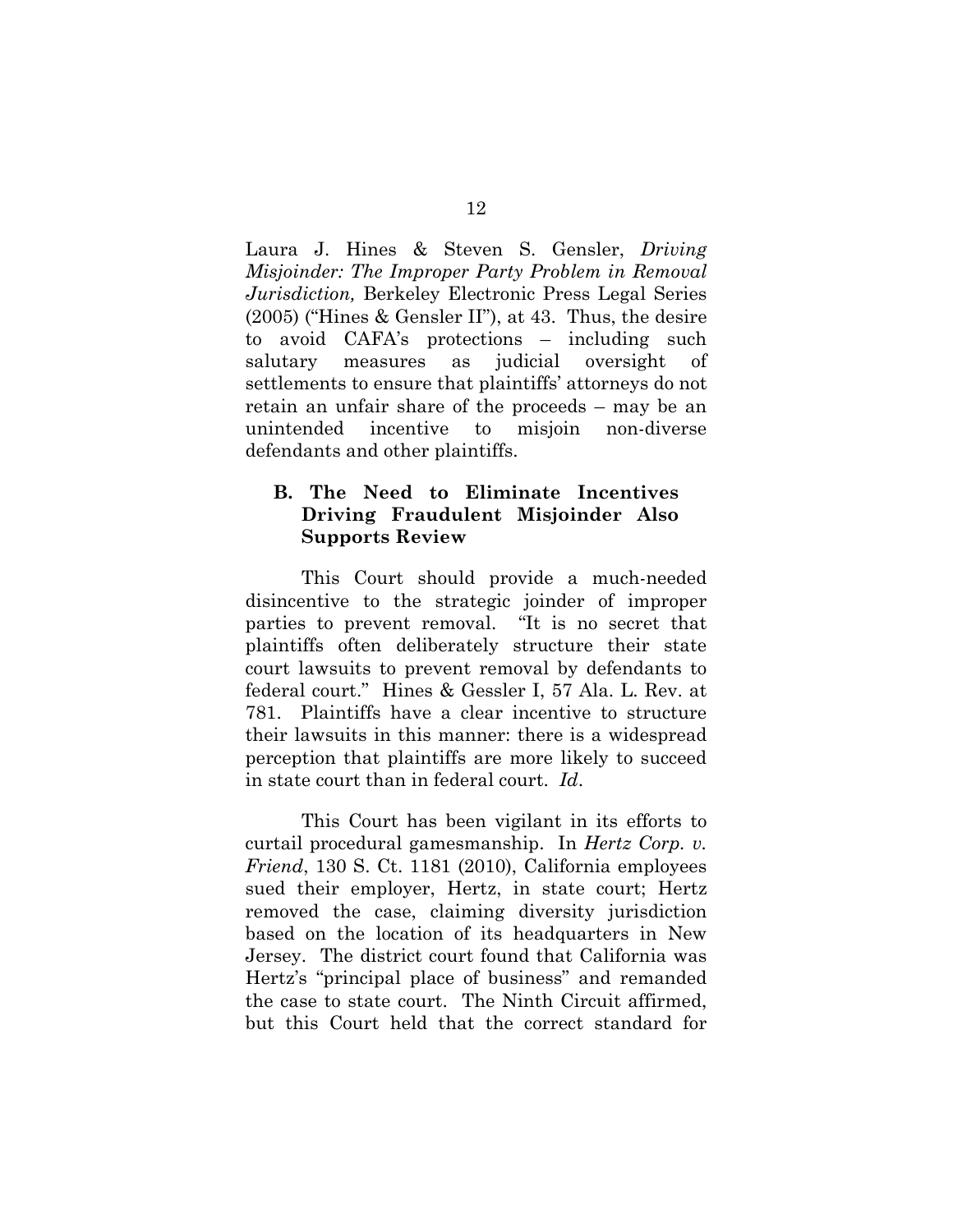Laura J. Hines & Steven S. Gensler, *Driving Misjoinder: The Improper Party Problem in Removal Jurisdiction,* Berkeley Electronic Press Legal Series (2005) ("Hines & Gensler II"), at 43. Thus, the desire to avoid CAFA's protections – including such salutary measures as judicial oversight of settlements to ensure that plaintiffs' attorneys do not retain an unfair share of the proceeds – may be an unintended incentive to misjoin non-diverse defendants and other plaintiffs.

### B. The Need to Eliminate Incentives Driving Fraudulent Misjoinder Also Supports Review

This Court should provide a much-needed disincentive to the strategic joinder of improper parties to prevent removal. "It is no secret that plaintiffs often deliberately structure their state court lawsuits to prevent removal by defendants to federal court." Hines & Gessler I, 57 Ala. L. Rev. at 781. Plaintiffs have a clear incentive to structure their lawsuits in this manner: there is a widespread perception that plaintiffs are more likely to succeed in state court than in federal court. *Id*.

This Court has been vigilant in its efforts to curtail procedural gamesmanship. In *Hertz Corp. v. Friend*, 130 S. Ct. 1181 (2010), California employees sued their employer, Hertz, in state court; Hertz removed the case, claiming diversity jurisdiction based on the location of its headquarters in New Jersey. The district court found that California was Hertz's "principal place of business" and remanded the case to state court. The Ninth Circuit affirmed, but this Court held that the correct standard for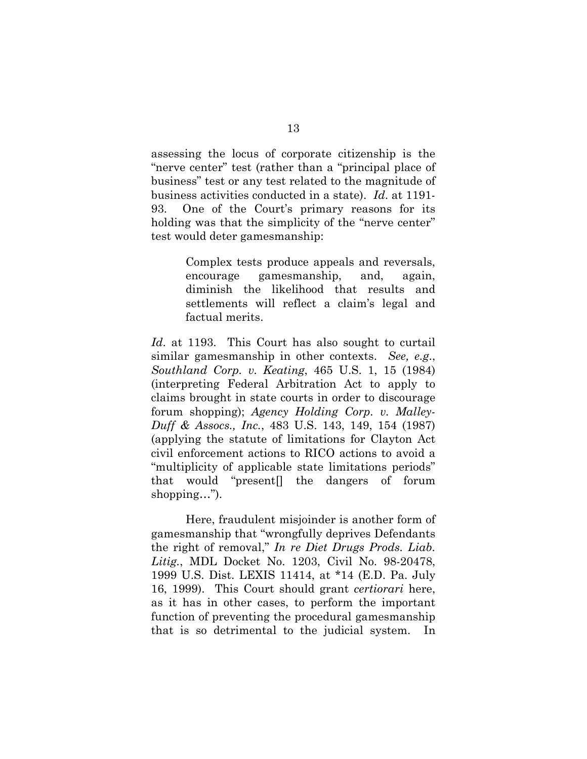assessing the locus of corporate citizenship is the "nerve center" test (rather than a "principal place of business" test or any test related to the magnitude of business activities conducted in a state). *Id*. at 1191-93. One of the Court's primary reasons for its holding was that the simplicity of the "nerve center" test would deter gamesmanship:

> Complex tests produce appeals and reversals, encourage gamesmanship, and, again, diminish the likelihood that results and settlements will reflect a claim's legal and factual merits.

*Id*. at 1193. This Court has also sought to curtail similar gamesmanship in other contexts. *See, e.g.*, *Southland Corp. v. Keating*, 465 U.S. 1, 15 (1984) (interpreting Federal Arbitration Act to apply to claims brought in state courts in order to discourage forum shopping); *Agency Holding Corp. v. Malley-Duff & Assocs., Inc.*, 483 U.S. 143, 149, 154 (1987) (applying the statute of limitations for Clayton Act civil enforcement actions to RICO actions to avoid a "multiplicity of applicable state limitations periods" that would "present[] the dangers of forum shopping…").

Here, fraudulent misjoinder is another form of gamesmanship that "wrongfully deprives Defendants the right of removal," *In re Diet Drugs Prods. Liab. Litig.*, MDL Docket No. 1203, Civil No. 98-20478, 1999 U.S. Dist. LEXIS 11414, at *14 (E.D. Pa. July 16, 1999). This Court should grant *certiorari* here, as it has in other cases, to perform the important function of preventing the procedural gamesmanship that is so detrimental to the judicial system. In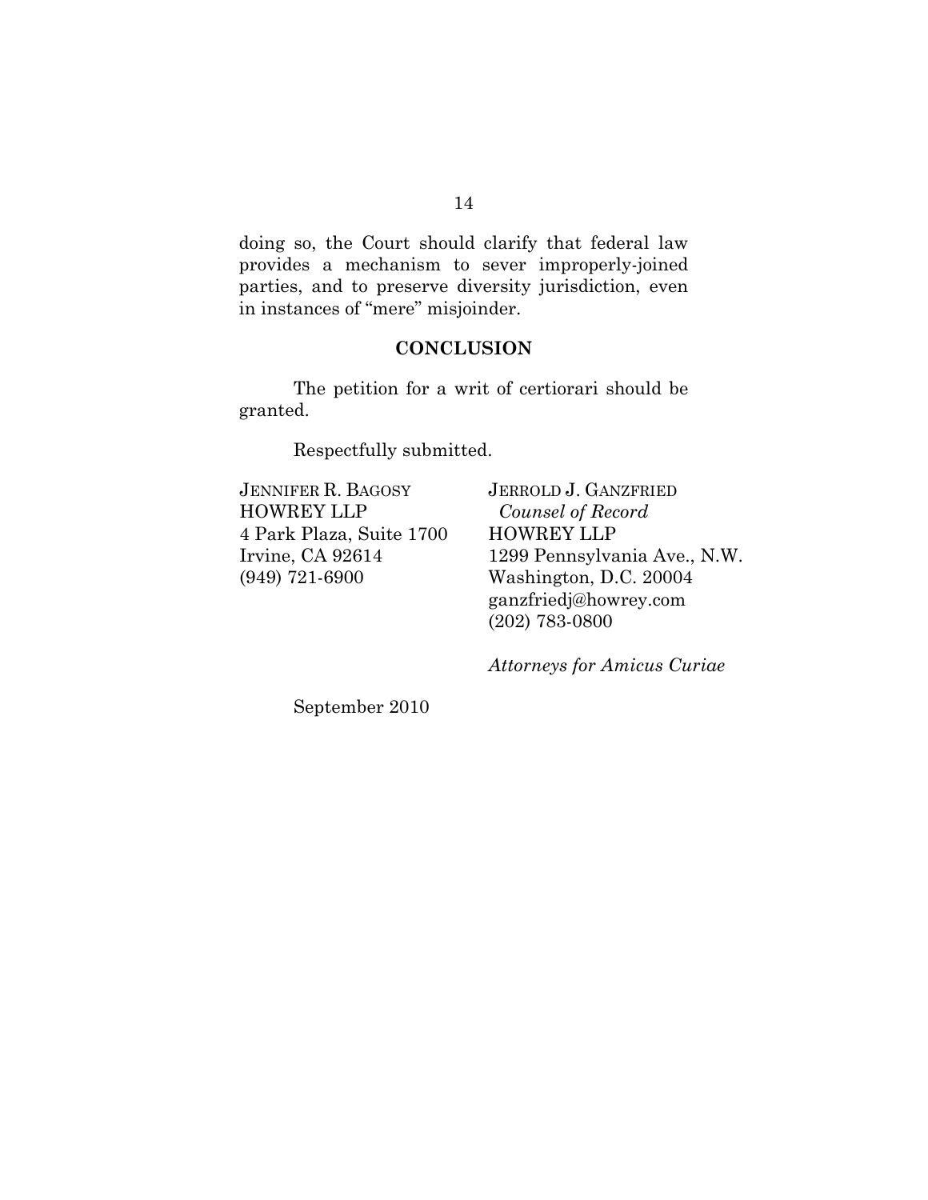doing so, the Court should clarify that federal law provides a mechanism to sever improperly-joined parties, and to preserve diversity jurisdiction, even in instances of "mere" misjoinder.

## CONCLUSION

The petition for a writ of certiorari should be granted.

Respectfully submitted.

JENNIFER R. BAGOSY
HOWREY LLP
4 Park Plaza, Suite 1700
Irvine, CA 92614
(949) 721-6900

JERROLD J. GANZFRIED
*Counsel of Record*
HOWREY LLP
1299 Pennsylvania Ave., N.W.
Washington, D.C. 20004
ganzfriedj@howrey.com
(202) 783-0800

*Attorneys for Amicus Curiae*

September 2010